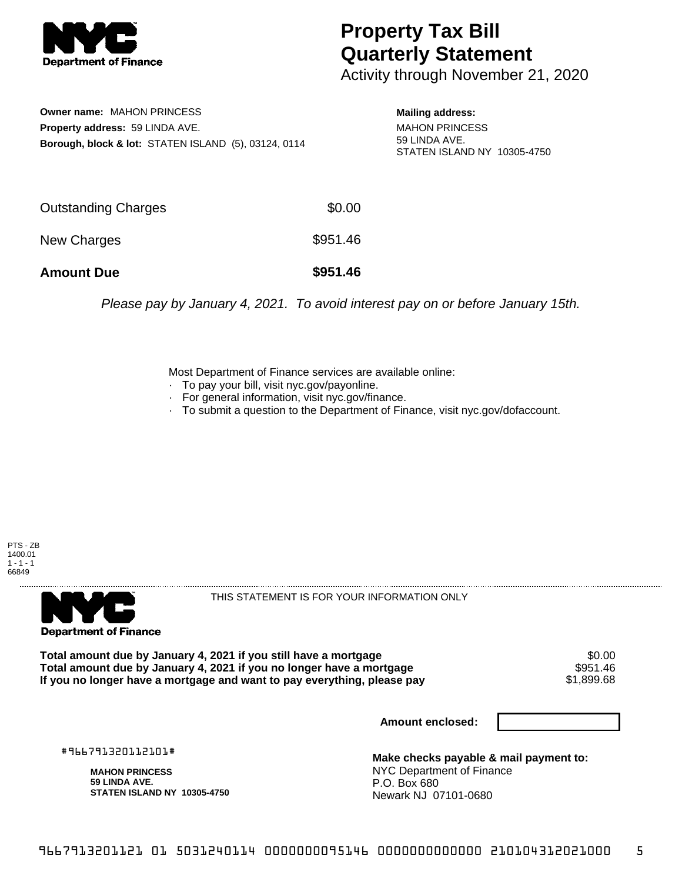# Property Tax Bill Quarterly Statement

Activity through November 21, 2020

**Owner name:** MAHON PRINCESS
**Property address:** 59 LINDA AVE.
**Borough, block & lot:** STATEN ISLAND (5), 03124, 0114

**Mailing address:**
MAHON PRINCESS
59 LINDA AVE.
STATEN ISLAND NY 10305-4750

| | |
|---|---|
| Outstanding Charges | $0.00 |
| New Charges | $951.46 |
| **Amount Due** | **$951.46** |

*Please pay by January 4, 2021. To avoid interest pay on or before January 15th.*

Most Department of Finance services are available online:
- To pay your bill, visit nyc.gov/payonline.
- For general information, visit nyc.gov/finance.
- To submit a question to the Department of Finance, visit nyc.gov/dofaccount.

PTS - ZB
1400.01
1 - 1 - 1
66849

THIS STATEMENT IS FOR YOUR INFORMATION ONLY

| | |
|---|---|
| **Total amount due by January 4, 2021 if you still have a mortgage** | $0.00 |
| **Total amount due by January 4, 2021 if you no longer have a mortgage** | $951.46 |
| **If you no longer have a mortgage and want to pay everything, please pay** | $1,899.68 |

**Amount enclosed:**

#966791320112101#

**MAHON PRINCESS**
**59 LINDA AVE.**
**STATEN ISLAND NY 10305-4750**

**Make checks payable & mail payment to:**
NYC Department of Finance
P.O. Box 680
Newark NJ 07101-0680

9667913201121 01 5031240114 0000000095146 0000000000000 210104312021000 5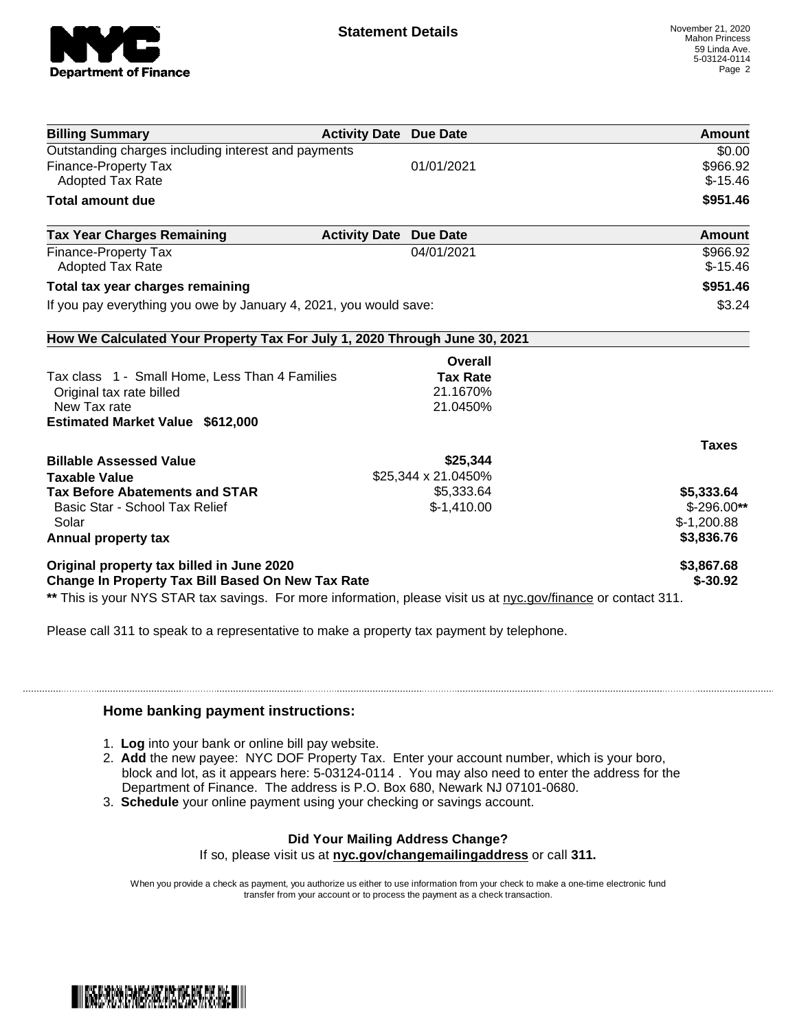Statement Details

November 21, 2020
Mahon Princess
59 Linda Ave.
5-03124-0114

| Billing Summary | Activity Date | Due Date | Amount |
|---|---|---|---|
| Outstanding charges including interest and payments | | | $0.00 |
| Finance-Property Tax | | 01/01/2021 | $966.92 |
| Adopted Tax Rate | | | $-15.46 |
| **Total amount due** | | | **$951.46** |

| Tax Year Charges Remaining | Activity Date | Due Date | Amount |
|---|---|---|---|
| Finance-Property Tax | | 04/01/2021 | $966.92 |
| Adopted Tax Rate | | | $-15.46 |
| **Total tax year charges remaining** | | | **$951.46** |
| If you pay everything you owe by January 4, 2021, you would save: | | | $3.24 |

**How We Calculated Your Property Tax For July 1, 2020 Through June 30, 2021**

| | Overall Tax Rate | |
|---|---|---|
| Tax class 1 - Small Home, Less Than 4 Families | | |
| Original tax rate billed | 21.1670% | |
| New Tax rate | 21.0450% | |
| **Estimated Market Value $612,000** | | |
| | | **Taxes** |
| **Billable Assessed Value** | **$25,344** | |
| **Taxable Value** | $25,344 x 21.0450% | |
| **Tax Before Abatements and STAR** | $5,333.64 | **$5,333.64** |
| Basic Star - School Tax Relief | $-1,410.00 | $-296.00** |
| Solar | | $-1,200.88 |
| **Annual property tax** | | **$3,836.76** |
| **Original property tax billed in June 2020** | | **$3,867.68** |
| **Change In Property Tax Bill Based On New Tax Rate** | | **$-30.92** |

** This is your NYS STAR tax savings. For more information, please visit us at nyc.gov/finance or contact 311.

Please call 311 to speak to a representative to make a property tax payment by telephone.

### Home banking payment instructions:

1. **Log** into your bank or online bill pay website.
2. **Add** the new payee: NYC DOF Property Tax. Enter your account number, which is your boro, block and lot, as it appears here: 5-03124-0114 . You may also need to enter the address for the Department of Finance. The address is P.O. Box 680, Newark NJ 07101-0680.
3. **Schedule** your online payment using your checking or savings account.

**Did Your Mailing Address Change?**
If so, please visit us at **nyc.gov/changemailingaddress** or call **311.**

When you provide a check as payment, you authorize us either to use information from your check to make a one-time electronic fund transfer from your account or to process the payment as a check transaction.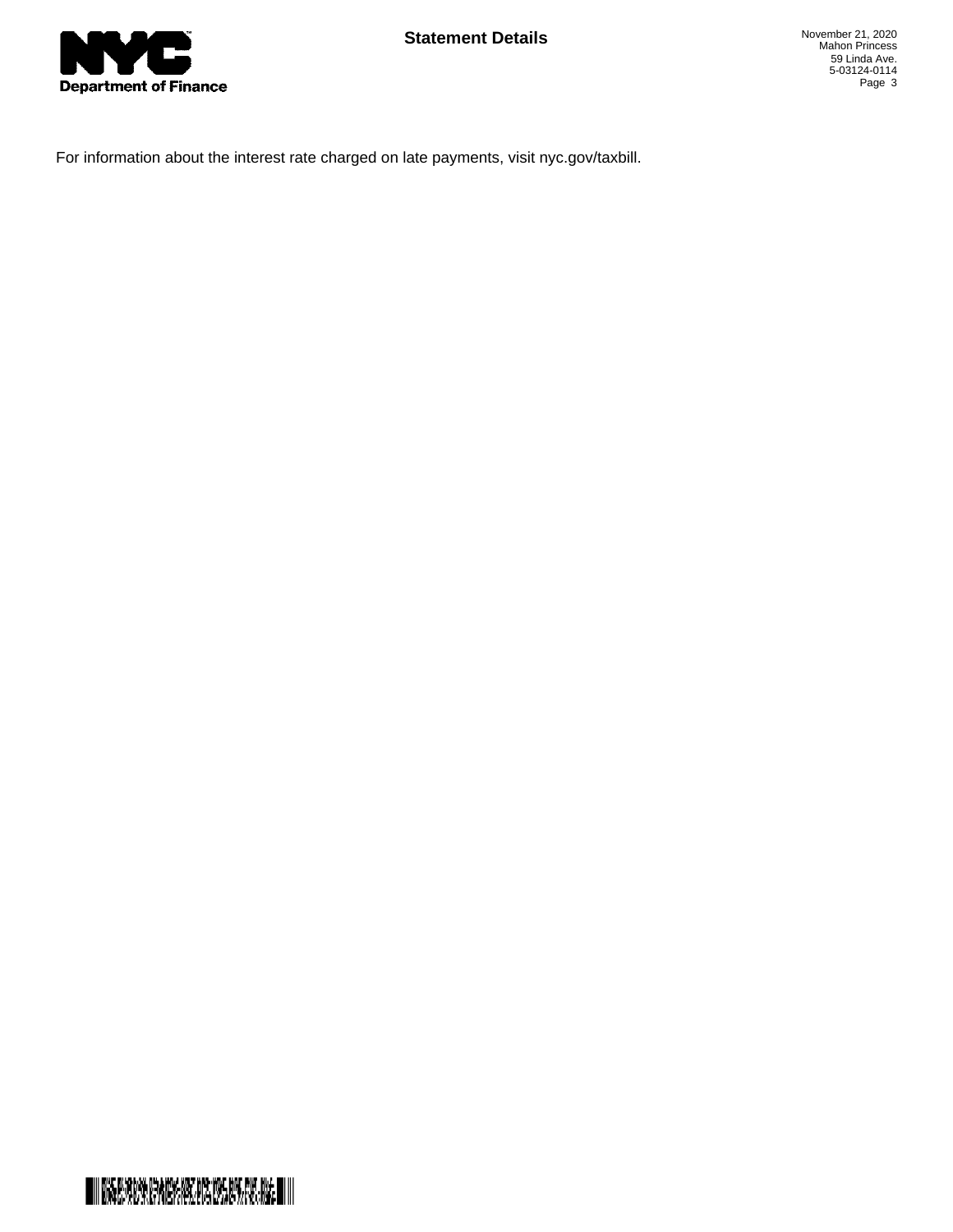For information about the interest rate charged on late payments, visit nyc.gov/taxbill.